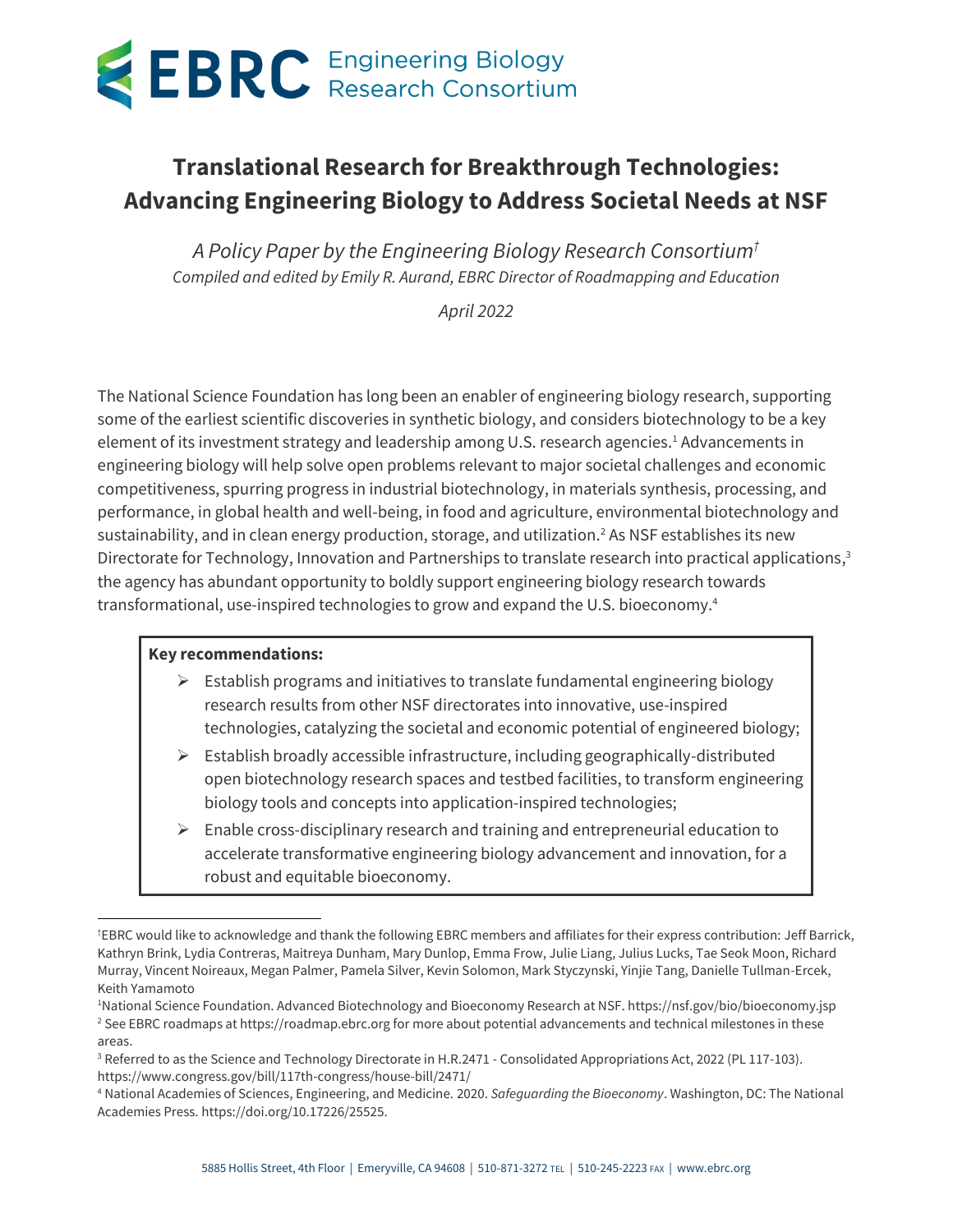# Translational Research for Breakthrough Technologies: Advancing Engineering Biology to Address Societal Needs at NSF

*A Policy Paper by the Engineering Biology Research Consortium*[†]

*Compiled and edited by Emily R. Aurand, EBRC Director of Roadmapping and Education*

*April 2022*

The National Science Foundation has long been an enabler of engineering biology research, supporting some of the earliest scientific discoveries in synthetic biology, and considers biotechnology to be a key element of its investment strategy and leadership among U.S. research agencies.[1] Advancements in engineering biology will help solve open problems relevant to major societal challenges and economic competitiveness, spurring progress in industrial biotechnology, in materials synthesis, processing, and performance, in global health and well-being, in food and agriculture, environmental biotechnology and sustainability, and in clean energy production, storage, and utilization.[2] As NSF establishes its new Directorate for Technology, Innovation and Partnerships to translate research into practical applications,[3] the agency has abundant opportunity to boldly support engineering biology research towards transformational, use-inspired technologies to grow and expand the U.S. bioeconomy.[4]

**Key recommendations:**

- Establish programs and initiatives to translate fundamental engineering biology research results from other NSF directorates into innovative, use-inspired technologies, catalyzing the societal and economic potential of engineered biology;
- Establish broadly accessible infrastructure, including geographically-distributed open biotechnology research spaces and testbed facilities, to transform engineering biology tools and concepts into application-inspired technologies;
- Enable cross-disciplinary research and training and entrepreneurial education to accelerate transformative engineering biology advancement and innovation, for a robust and equitable bioeconomy.

---

[†]EBRC would like to acknowledge and thank the following EBRC members and affiliates for their express contribution: Jeff Barrick, Kathryn Brink, Lydia Contreras, Maitreya Dunham, Mary Dunlop, Emma Frow, Julie Liang, Julius Lucks, Tae Seok Moon, Richard Murray, Vincent Noireaux, Megan Palmer, Pamela Silver, Kevin Solomon, Mark Styczynski, Yinjie Tang, Danielle Tullman-Ercek, Keith Yamamoto

[1]National Science Foundation. Advanced Biotechnology and Bioeconomy Research at NSF. https://nsf.gov/bio/bioeconomy.jsp

[2] See EBRC roadmaps at https://roadmap.ebrc.org for more about potential advancements and technical milestones in these areas.

[3] Referred to as the Science and Technology Directorate in H.R.2471 - Consolidated Appropriations Act, 2022 (PL 117-103). https://www.congress.gov/bill/117th-congress/house-bill/2471/

[4] National Academies of Sciences, Engineering, and Medicine. 2020. *Safeguarding the Bioeconomy*. Washington, DC: The National Academies Press. https://doi.org/10.17226/25525.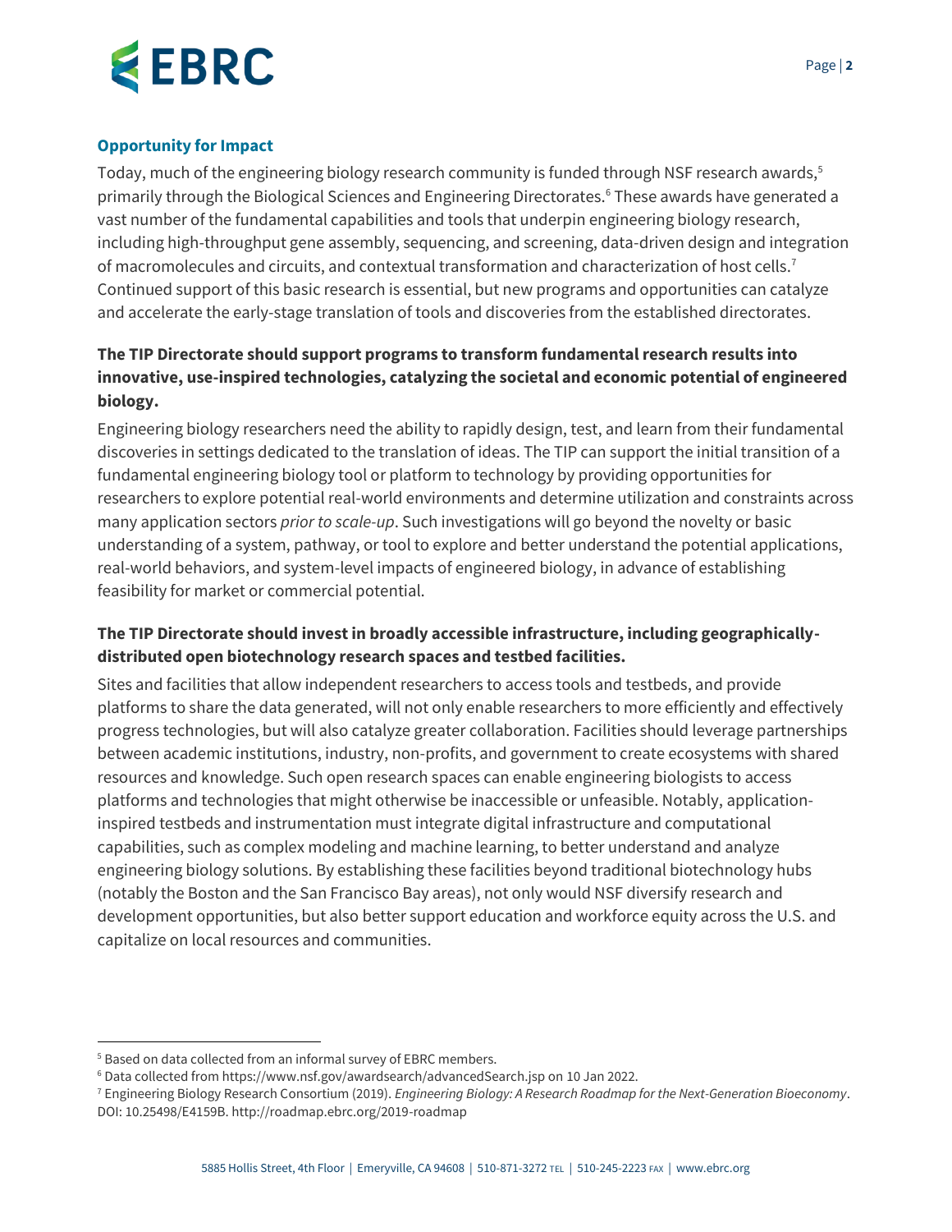## Opportunity for Impact

Today, much of the engineering biology research community is funded through NSF research awards,[5] primarily through the Biological Sciences and Engineering Directorates.[6] These awards have generated a vast number of the fundamental capabilities and tools that underpin engineering biology research, including high-throughput gene assembly, sequencing, and screening, data-driven design and integration of macromolecules and circuits, and contextual transformation and characterization of host cells.[7] Continued support of this basic research is essential, but new programs and opportunities can catalyze and accelerate the early-stage translation of tools and discoveries from the established directorates.

### The TIP Directorate should support programs to transform fundamental research results into innovative, use-inspired technologies, catalyzing the societal and economic potential of engineered biology.

Engineering biology researchers need the ability to rapidly design, test, and learn from their fundamental discoveries in settings dedicated to the translation of ideas. The TIP can support the initial transition of a fundamental engineering biology tool or platform to technology by providing opportunities for researchers to explore potential real-world environments and determine utilization and constraints across many application sectors *prior to scale-up*. Such investigations will go beyond the novelty or basic understanding of a system, pathway, or tool to explore and better understand the potential applications, real-world behaviors, and system-level impacts of engineered biology, in advance of establishing feasibility for market or commercial potential.

### The TIP Directorate should invest in broadly accessible infrastructure, including geographically-distributed open biotechnology research spaces and testbed facilities.

Sites and facilities that allow independent researchers to access tools and testbeds, and provide platforms to share the data generated, will not only enable researchers to more efficiently and effectively progress technologies, but will also catalyze greater collaboration. Facilities should leverage partnerships between academic institutions, industry, non-profits, and government to create ecosystems with shared resources and knowledge. Such open research spaces can enable engineering biologists to access platforms and technologies that might otherwise be inaccessible or unfeasible. Notably, application-inspired testbeds and instrumentation must integrate digital infrastructure and computational capabilities, such as complex modeling and machine learning, to better understand and analyze engineering biology solutions. By establishing these facilities beyond traditional biotechnology hubs (notably the Boston and the San Francisco Bay areas), not only would NSF diversify research and development opportunities, but also better support education and workforce equity across the U.S. and capitalize on local resources and communities.

---

[5] Based on data collected from an informal survey of EBRC members.

[6] Data collected from https://www.nsf.gov/awardsearch/advancedSearch.jsp on 10 Jan 2022.

[7] Engineering Biology Research Consortium (2019). *Engineering Biology: A Research Roadmap for the Next-Generation Bioeconomy*. DOI: 10.25498/E4159B. http://roadmap.ebrc.org/2019-roadmap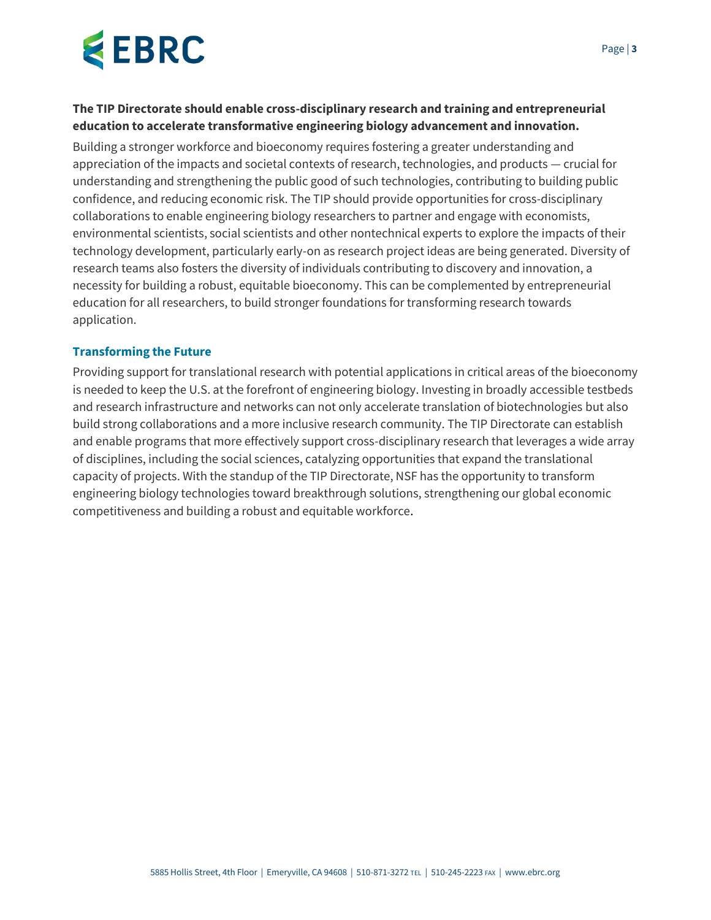**The TIP Directorate should enable cross-disciplinary research and training and entrepreneurial education to accelerate transformative engineering biology advancement and innovation.**

Building a stronger workforce and bioeconomy requires fostering a greater understanding and appreciation of the impacts and societal contexts of research, technologies, and products — crucial for understanding and strengthening the public good of such technologies, contributing to building public confidence, and reducing economic risk. The TIP should provide opportunities for cross-disciplinary collaborations to enable engineering biology researchers to partner and engage with economists, environmental scientists, social scientists and other nontechnical experts to explore the impacts of their technology development, particularly early-on as research project ideas are being generated. Diversity of research teams also fosters the diversity of individuals contributing to discovery and innovation, a necessity for building a robust, equitable bioeconomy. This can be complemented by entrepreneurial education for all researchers, to build stronger foundations for transforming research towards application.

## Transforming the Future

Providing support for translational research with potential applications in critical areas of the bioeconomy is needed to keep the U.S. at the forefront of engineering biology. Investing in broadly accessible testbeds and research infrastructure and networks can not only accelerate translation of biotechnologies but also build strong collaborations and a more inclusive research community. The TIP Directorate can establish and enable programs that more effectively support cross-disciplinary research that leverages a wide array of disciplines, including the social sciences, catalyzing opportunities that expand the translational capacity of projects. With the standup of the TIP Directorate, NSF has the opportunity to transform engineering biology technologies toward breakthrough solutions, strengthening our global economic competitiveness and building a robust and equitable workforce.